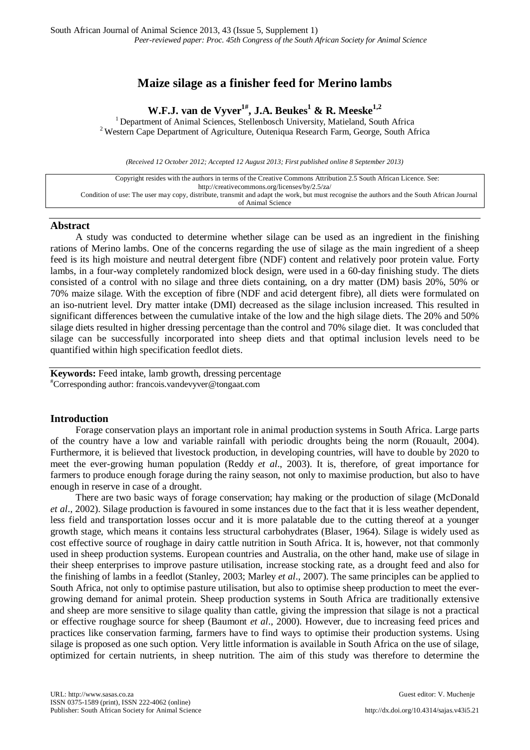# Maize silage as a finisher feed for Merino lambs

**W.F.J. van de Vyver[1#], J.A. Beukes[1] & R. Meeske[1,2]**

[1] Department of Animal Sciences, Stellenbosch University, Matieland, South Africa
[2] Western Cape Department of Agriculture, Outeniqua Research Farm, George, South Africa

*(Received 12 October 2012; Accepted 12 August 2013; First published online 8 September 2013)*

Copyright resides with the authors in terms of the Creative Commons Attribution 2.5 South African Licence. See: http://creativecommons.org/licenses/by/2.5/za/
Condition of use: The user may copy, distribute, transmit and adapt the work, but must recognise the authors and the South African Journal of Animal Science

## Abstract

A study was conducted to determine whether silage can be used as an ingredient in the finishing rations of Merino lambs. One of the concerns regarding the use of silage as the main ingredient of a sheep feed is its high moisture and neutral detergent fibre (NDF) content and relatively poor protein value. Forty lambs, in a four-way completely randomized block design, were used in a 60-day finishing study. The diets consisted of a control with no silage and three diets containing, on a dry matter (DM) basis 20%, 50% or 70% maize silage. With the exception of fibre (NDF and acid detergent fibre), all diets were formulated on an iso-nutrient level. Dry matter intake (DMI) decreased as the silage inclusion increased. This resulted in significant differences between the cumulative intake of the low and the high silage diets. The 20% and 50% silage diets resulted in higher dressing percentage than the control and 70% silage diet. It was concluded that silage can be successfully incorporated into sheep diets and that optimal inclusion levels need to be quantified within high specification feedlot diets.

**Keywords:** Feed intake, lamb growth, dressing percentage

[#]Corresponding author: francois.vandevyver@tongaat.com

## Introduction

Forage conservation plays an important role in animal production systems in South Africa. Large parts of the country have a low and variable rainfall with periodic droughts being the norm (Rouault, 2004). Furthermore, it is believed that livestock production, in developing countries, will have to double by 2020 to meet the ever-growing human population (Reddy *et al*., 2003). It is, therefore, of great importance for farmers to produce enough forage during the rainy season, not only to maximise production, but also to have enough in reserve in case of a drought.

There are two basic ways of forage conservation; hay making or the production of silage (McDonald *et al*., 2002). Silage production is favoured in some instances due to the fact that it is less weather dependent, less field and transportation losses occur and it is more palatable due to the cutting thereof at a younger growth stage, which means it contains less structural carbohydrates (Blaser, 1964). Silage is widely used as cost effective source of roughage in dairy cattle nutrition in South Africa. It is, however, not that commonly used in sheep production systems. European countries and Australia, on the other hand, make use of silage in their sheep enterprises to improve pasture utilisation, increase stocking rate, as a drought feed and also for the finishing of lambs in a feedlot (Stanley, 2003; Marley *et al*., 2007). The same principles can be applied to South Africa, not only to optimise pasture utilisation, but also to optimise sheep production to meet the ever-growing demand for animal protein. Sheep production systems in South Africa are traditionally extensive and sheep are more sensitive to silage quality than cattle, giving the impression that silage is not a practical or effective roughage source for sheep (Baumont *et al*., 2000). However, due to increasing feed prices and practices like conservation farming, farmers have to find ways to optimise their production systems. Using silage is proposed as one such option. Very little information is available in South Africa on the use of silage, optimized for certain nutrients, in sheep nutrition. The aim of this study was therefore to determine the

URL: http://www.sasas.co.za
ISSN 0375-1589 (print), ISSN 222-4062 (online)
Publisher: South African Society for Animal Science

Guest editor: V. Muchenje
http://dx.doi.org/10.4314/sajas.v43i5.21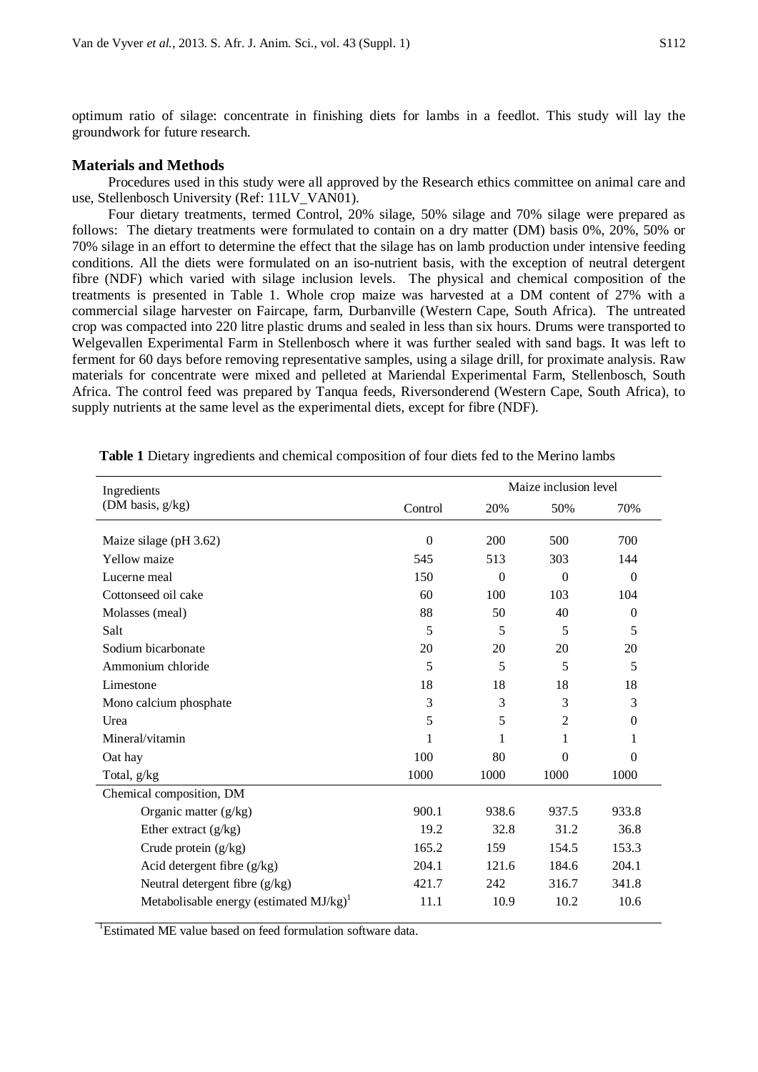optimum ratio of silage: concentrate in finishing diets for lambs in a feedlot. This study will lay the groundwork for future research.

## Materials and Methods

Procedures used in this study were all approved by the Research ethics committee on animal care and use, Stellenbosch University (Ref: 11LV_VAN01).

Four dietary treatments, termed Control, 20% silage, 50% silage and 70% silage were prepared as follows: The dietary treatments were formulated to contain on a dry matter (DM) basis 0%, 20%, 50% or 70% silage in an effort to determine the effect that the silage has on lamb production under intensive feeding conditions. All the diets were formulated on an iso-nutrient basis, with the exception of neutral detergent fibre (NDF) which varied with silage inclusion levels. The physical and chemical composition of the treatments is presented in Table 1. Whole crop maize was harvested at a DM content of 27% with a commercial silage harvester on Faircape, farm, Durbanville (Western Cape, South Africa). The untreated crop was compacted into 220 litre plastic drums and sealed in less than six hours. Drums were transported to Welgevallen Experimental Farm in Stellenbosch where it was further sealed with sand bags. It was left to ferment for 60 days before removing representative samples, using a silage drill, for proximate analysis. Raw materials for concentrate were mixed and pelleted at Mariendal Experimental Farm, Stellenbosch, South Africa. The control feed was prepared by Tanqua feeds, Riversonderend (Western Cape, South Africa), to supply nutrients at the same level as the experimental diets, except for fibre (NDF).

**Table 1** Dietary ingredients and chemical composition of four diets fed to the Merino lambs

| Ingredients (DM basis, g/kg) | Maize inclusion level | | | |
|---|---|---|---|---|
| | Control | 20% | 50% | 70% |
| Maize silage (pH 3.62) | 0 | 200 | 500 | 700 |
| Yellow maize | 545 | 513 | 303 | 144 |
| Lucerne meal | 150 | 0 | 0 | 0 |
| Cottonseed oil cake | 60 | 100 | 103 | 104 |
| Molasses (meal) | 88 | 50 | 40 | 0 |
| Salt | 5 | 5 | 5 | 5 |
| Sodium bicarbonate | 20 | 20 | 20 | 20 |
| Ammonium chloride | 5 | 5 | 5 | 5 |
| Limestone | 18 | 18 | 18 | 18 |
| Mono calcium phosphate | 3 | 3 | 3 | 3 |
| Urea | 5 | 5 | 2 | 0 |
| Mineral/vitamin | 1 | 1 | 1 | 1 |
| Oat hay | 100 | 80 | 0 | 0 |
| Total, g/kg | 1000 | 1000 | 1000 | 1000 |
| Chemical composition, DM | | | | |
| Organic matter (g/kg) | 900.1 | 938.6 | 937.5 | 933.8 |
| Ether extract (g/kg) | 19.2 | 32.8 | 31.2 | 36.8 |
| Crude protein (g/kg) | 165.2 | 159 | 154.5 | 153.3 |
| Acid detergent fibre (g/kg) | 204.1 | 121.6 | 184.6 | 204.1 |
| Neutral detergent fibre (g/kg) | 421.7 | 242 | 316.7 | 341.8 |
| Metabolisable energy (estimated MJ/kg)[1] | 11.1 | 10.9 | 10.2 | 10.6 |

[1]Estimated ME value based on feed formulation software data.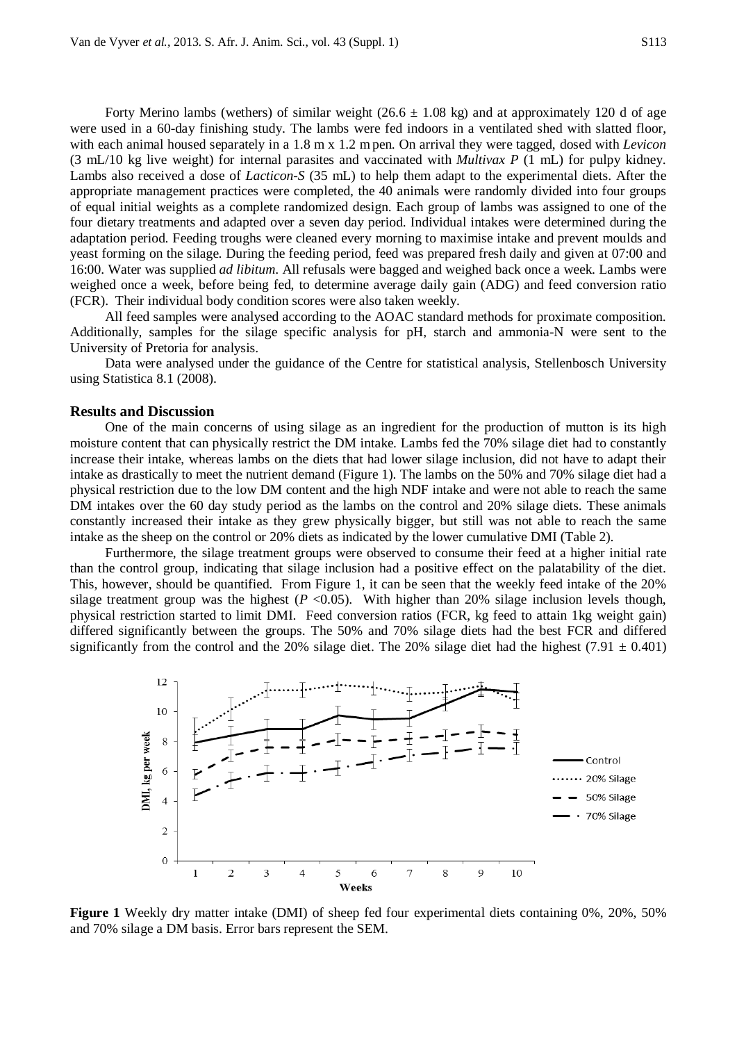Forty Merino lambs (wethers) of similar weight (26.6 ± 1.08 kg) and at approximately 120 d of age were used in a 60-day finishing study. The lambs were fed indoors in a ventilated shed with slatted floor, with each animal housed separately in a 1.8 m x 1.2 m pen. On arrival they were tagged, dosed with *Levicon* (3 mL/10 kg live weight) for internal parasites and vaccinated with *Multivax P* (1 mL) for pulpy kidney. Lambs also received a dose of *Lacticon-S* (35 mL) to help them adapt to the experimental diets. After the appropriate management practices were completed, the 40 animals were randomly divided into four groups of equal initial weights as a complete randomized design. Each group of lambs was assigned to one of the four dietary treatments and adapted over a seven day period. Individual intakes were determined during the adaptation period. Feeding troughs were cleaned every morning to maximise intake and prevent moulds and yeast forming on the silage. During the feeding period, feed was prepared fresh daily and given at 07:00 and 16:00. Water was supplied *ad libitum*. All refusals were bagged and weighed back once a week. Lambs were weighed once a week, before being fed, to determine average daily gain (ADG) and feed conversion ratio (FCR). Their individual body condition scores were also taken weekly.

All feed samples were analysed according to the AOAC standard methods for proximate composition. Additionally, samples for the silage specific analysis for pH, starch and ammonia-N were sent to the University of Pretoria for analysis.

Data were analysed under the guidance of the Centre for statistical analysis, Stellenbosch University using Statistica 8.1 (2008).

## Results and Discussion

One of the main concerns of using silage as an ingredient for the production of mutton is its high moisture content that can physically restrict the DM intake. Lambs fed the 70% silage diet had to constantly increase their intake, whereas lambs on the diets that had lower silage inclusion, did not have to adapt their intake as drastically to meet the nutrient demand (Figure 1). The lambs on the 50% and 70% silage diet had a physical restriction due to the low DM content and the high NDF intake and were not able to reach the same DM intakes over the 60 day study period as the lambs on the control and 20% silage diets. These animals constantly increased their intake as they grew physically bigger, but still was not able to reach the same intake as the sheep on the control or 20% diets as indicated by the lower cumulative DMI (Table 2).

Furthermore, the silage treatment groups were observed to consume their feed at a higher initial rate than the control group, indicating that silage inclusion had a positive effect on the palatability of the diet. This, however, should be quantified. From Figure 1, it can be seen that the weekly feed intake of the 20% silage treatment group was the highest ($P$ <0.05). With higher than 20% silage inclusion levels though, physical restriction started to limit DMI. Feed conversion ratios (FCR, kg feed to attain 1kg weight gain) differed significantly between the groups. The 50% and 70% silage diets had the best FCR and differed significantly from the control and the 20% silage diet. The 20% silage diet had the highest (7.91 ± 0.401)

**Figure 1** Weekly dry matter intake (DMI) of sheep fed four experimental diets containing 0%, 20%, 50% and 70% silage a DM basis. Error bars represent the SEM.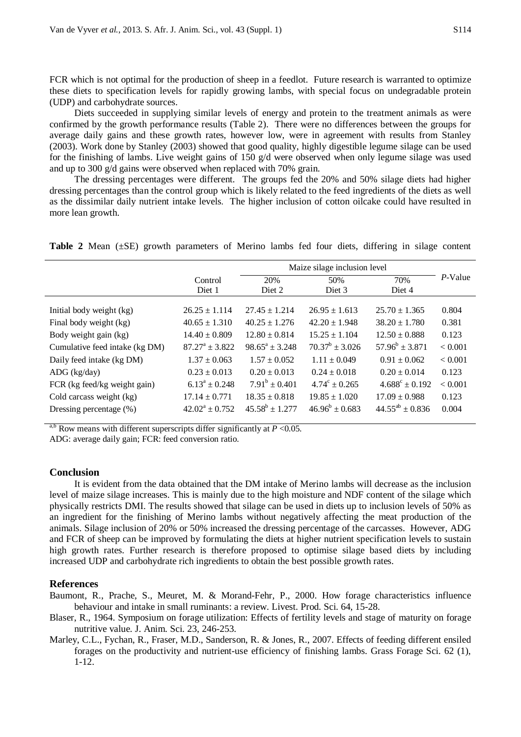FCR which is not optimal for the production of sheep in a feedlot. Future research is warranted to optimize these diets to specification levels for rapidly growing lambs, with special focus on undegradable protein (UDP) and carbohydrate sources.

Diets succeeded in supplying similar levels of energy and protein to the treatment animals as were confirmed by the growth performance results (Table 2). There were no differences between the groups for average daily gains and these growth rates, however low, were in agreement with results from Stanley (2003). Work done by Stanley (2003) showed that good quality, highly digestible legume silage can be used for the finishing of lambs. Live weight gains of 150 g/d were observed when only legume silage was used and up to 300 g/d gains were observed when replaced with 70% grain.

The dressing percentages were different. The groups fed the 20% and 50% silage diets had higher dressing percentages than the control group which is likely related to the feed ingredients of the diets as well as the dissimilar daily nutrient intake levels. The higher inclusion of cotton oilcake could have resulted in more lean growth.

**Table 2** Mean (±SE) growth parameters of Merino lambs fed four diets, differing in silage content

| | Control | Maize silage inclusion level | | | *P*-Value |
|---|---|---|---|---|---|
| | Diet 1 | 20% Diet 2 | 50% Diet 3 | 70% Diet 4 | |
| Initial body weight (kg) | 26.25 ± 1.114 | 27.45 ± 1.214 | 26.95 ± 1.613 | 25.70 ± 1.365 | 0.804 |
| Final body weight (kg) | 40.65 ± 1.310 | 40.25 ± 1.276 | 42.20 ± 1.948 | 38.20 ± 1.780 | 0.381 |
| Body weight gain (kg) | 14.40 ± 0.809 | 12.80 ± 0.814 | 15.25 ± 1.104 | 12.50 ± 0.888 | 0.123 |
| Cumulative feed intake (kg DM) | $87.27^{a}$ ± 3.822 | $98.65^{a}$ ± 3.248 | $70.37^{b}$ ± 3.026 | $57.96^{b}$ ± 3.871 | < 0.001 |
| Daily feed intake (kg DM) | 1.37 ± 0.063 | 1.57 ± 0.052 | 1.11 ± 0.049 | 0.91 ± 0.062 | < 0.001 |
| ADG (kg/day) | 0.23 ± 0.013 | 0.20 ± 0.013 | 0.24 ± 0.018 | 0.20 ± 0.014 | 0.123 |
| FCR (kg feed/kg weight gain) | $6.13^{a}$ ± 0.248 | $7.91^{b}$ ± 0.401 | $4.74^{c}$ ± 0.265 | $4.688^{c}$ ± 0.192 | < 0.001 |
| Cold carcass weight (kg) | 17.14 ± 0.771 | 18.35 ± 0.818 | 19.85 ± 1.020 | 17.09 ± 0.988 | 0.123 |
| Dressing percentage (%) | $42.02^{a}$ ± 0.752 | $45.58^{b}$ ± 1.277 | $46.96^{b}$ ± 0.683 | $44.55^{ab}$ ± 0.836 | 0.004 |

$^{a,b}$ Row means with different superscripts differ significantly at $P$ <0.05.
ADG: average daily gain; FCR: feed conversion ratio.

## Conclusion

It is evident from the data obtained that the DM intake of Merino lambs will decrease as the inclusion level of maize silage increases. This is mainly due to the high moisture and NDF content of the silage which physically restricts DMI. The results showed that silage can be used in diets up to inclusion levels of 50% as an ingredient for the finishing of Merino lambs without negatively affecting the meat production of the animals. Silage inclusion of 20% or 50% increased the dressing percentage of the carcasses. However, ADG and FCR of sheep can be improved by formulating the diets at higher nutrient specification levels to sustain high growth rates. Further research is therefore proposed to optimise silage based diets by including increased UDP and carbohydrate rich ingredients to obtain the best possible growth rates.

## References

Baumont, R., Prache, S., Meuret, M. & Morand-Fehr, P., 2000. How forage characteristics influence behaviour and intake in small ruminants: a review. Livest. Prod. Sci. 64, 15-28.

Blaser, R., 1964. Symposium on forage utilization: Effects of fertility levels and stage of maturity on forage nutritive value. J. Anim. Sci. 23, 246-253.

Marley, C.L., Fychan, R., Fraser, M.D., Sanderson, R. & Jones, R., 2007. Effects of feeding different ensiled forages on the productivity and nutrient-use efficiency of finishing lambs. Grass Forage Sci. 62 (1), 1-12.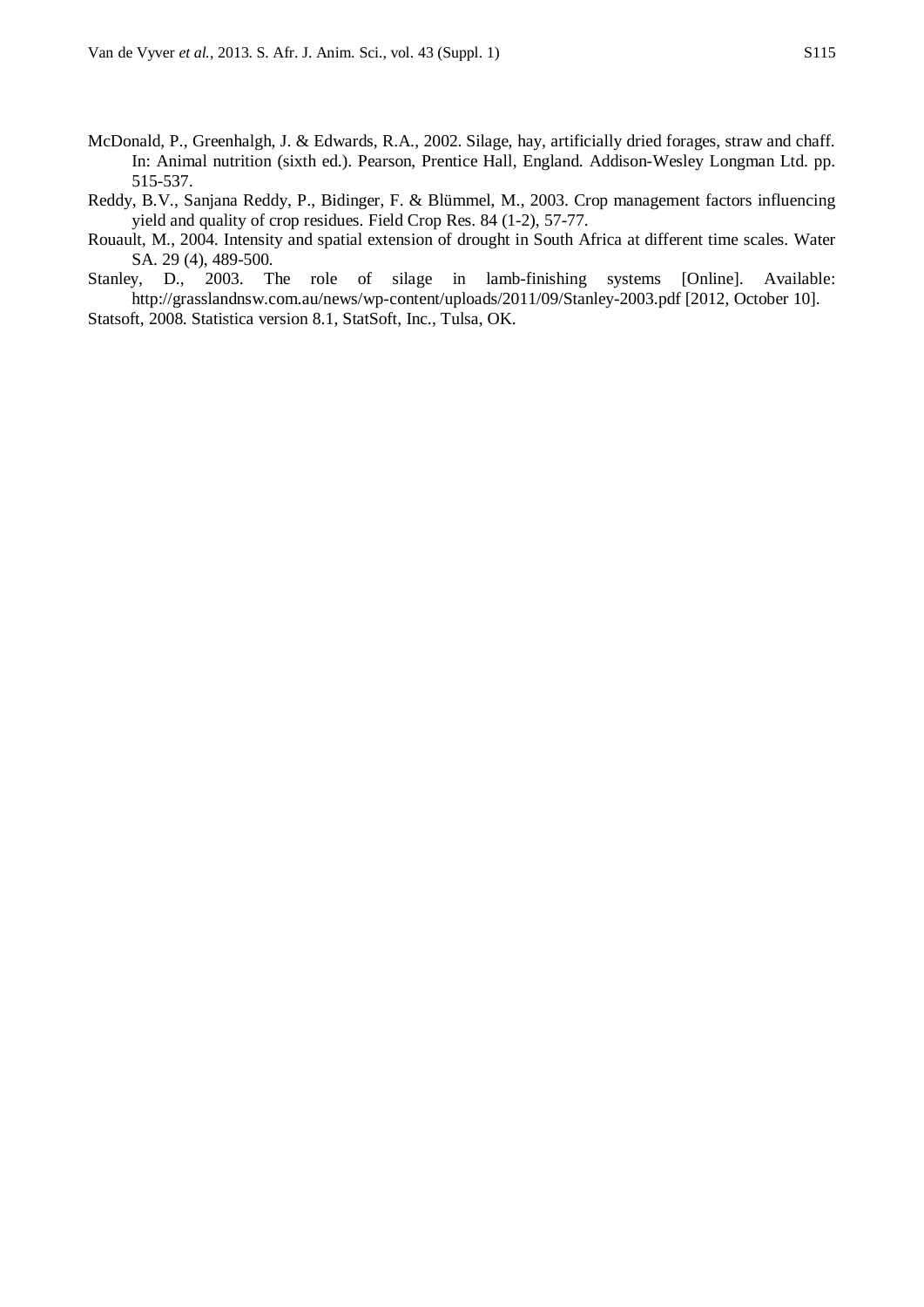McDonald, P., Greenhalgh, J. & Edwards, R.A., 2002. Silage, hay, artificially dried forages, straw and chaff. In: Animal nutrition (sixth ed.). Pearson, Prentice Hall, England. Addison-Wesley Longman Ltd. pp. 515-537.

Reddy, B.V., Sanjana Reddy, P., Bidinger, F. & Blümmel, M., 2003. Crop management factors influencing yield and quality of crop residues. Field Crop Res. 84 (1-2), 57-77.

Rouault, M., 2004. Intensity and spatial extension of drought in South Africa at different time scales. Water SA. 29 (4), 489-500.

Stanley, D., 2003. The role of silage in lamb-finishing systems [Online]. Available: http://grasslandnsw.com.au/news/wp-content/uploads/2011/09/Stanley-2003.pdf [2012, October 10].

Statsoft, 2008. Statistica version 8.1, StatSoft, Inc., Tulsa, OK.